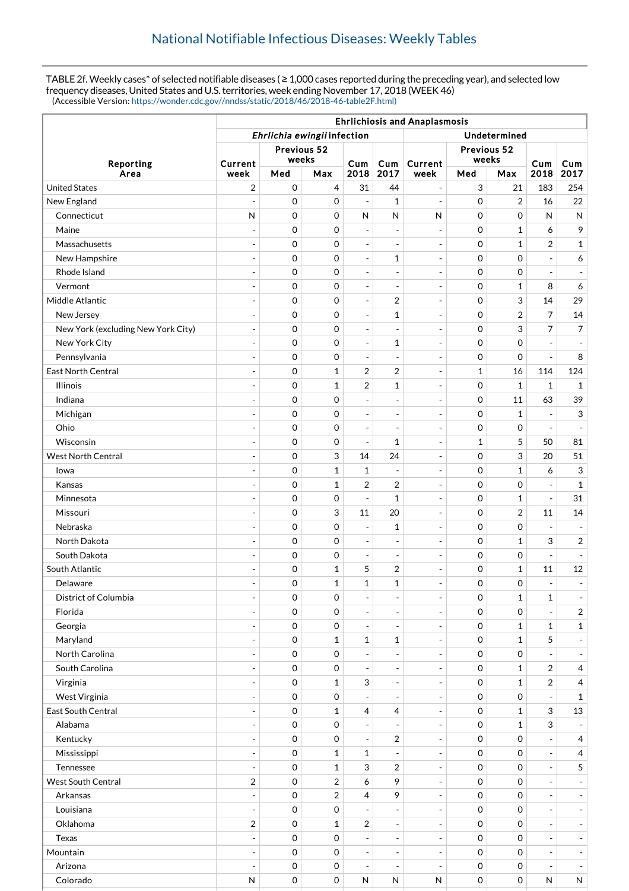## National Notifiable Infectious Diseases: Weekly Tables

TABLE 2f. Weekly cases* of selected notifiable diseases ( ≥ 1,000 cases reported during the preceding year), and selected low frequency diseases, United States and U.S. territories, week ending November 17, 2018 (WEEK 46)
(Accessible Version: https://wonder.cdc.gov//nndss/static/2018/46/2018-46-table2F.html)

| Reporting Area | Ehrlichiosis and Anaplasmosis | | | | | | | | | |
|---|---|---|---|---|---|---|---|---|---|---|
| | *Ehrlichia ewingii* infection | | | | | Undetermined | | | | |
| | Current week | Previous 52 weeks | | Cum 2018 | Cum 2017 | Current week | Previous 52 weeks | | Cum 2018 | Cum 2017 |
| | | Med | Max | | | | Med | Max | | |
| United States | 2 | 0 | 4 | 31 | 44 | - | 3 | 21 | 183 | 254 |
| New England | - | 0 | 0 | - | 1 | - | 0 | 2 | 16 | 22 |
| Connecticut | N | 0 | 0 | N | N | N | 0 | 0 | N | N |
| Maine | - | 0 | 0 | - | - | - | 0 | 1 | 6 | 9 |
| Massachusetts | - | 0 | 0 | - | - | - | 0 | 1 | 2 | 1 |
| New Hampshire | - | 0 | 0 | - | 1 | - | 0 | 0 | - | 6 |
| Rhode Island | - | 0 | 0 | - | - | - | 0 | 0 | - | - |
| Vermont | - | 0 | 0 | - | - | - | 0 | 1 | 8 | 6 |
| Middle Atlantic | - | 0 | 0 | - | 2 | - | 0 | 3 | 14 | 29 |
| New Jersey | - | 0 | 0 | - | 1 | - | 0 | 2 | 7 | 14 |
| New York (excluding New York City) | - | 0 | 0 | - | - | - | 0 | 3 | 7 | 7 |
| New York City | - | 0 | 0 | - | 1 | - | 0 | 0 | - | - |
| Pennsylvania | - | 0 | 0 | - | - | - | 0 | 0 | - | 8 |
| East North Central | - | 0 | 1 | 2 | 2 | - | 1 | 16 | 114 | 124 |
| Illinois | - | 0 | 1 | 2 | 1 | - | 0 | 1 | 1 | 1 |
| Indiana | - | 0 | 0 | - | - | - | 0 | 11 | 63 | 39 |
| Michigan | - | 0 | 0 | - | - | - | 0 | 1 | - | 3 |
| Ohio | - | 0 | 0 | - | - | - | 0 | 0 | - | - |
| Wisconsin | - | 0 | 0 | - | 1 | - | 1 | 5 | 50 | 81 |
| West North Central | - | 0 | 3 | 14 | 24 | - | 0 | 3 | 20 | 51 |
| Iowa | - | 0 | 1 | 1 | - | - | 0 | 1 | 6 | 3 |
| Kansas | - | 0 | 1 | 2 | 2 | - | 0 | 0 | - | 1 |
| Minnesota | - | 0 | 0 | - | 1 | - | 0 | 1 | - | 31 |
| Missouri | - | 0 | 3 | 11 | 20 | - | 0 | 2 | 11 | 14 |
| Nebraska | - | 0 | 0 | - | 1 | - | 0 | 0 | - | - |
| North Dakota | - | 0 | 0 | - | - | - | 0 | 1 | 3 | 2 |
| South Dakota | - | 0 | 0 | - | - | - | 0 | 0 | - | - |
| South Atlantic | - | 0 | 1 | 5 | 2 | - | 0 | 1 | 11 | 12 |
| Delaware | - | 0 | 1 | 1 | 1 | - | 0 | 0 | - | - |
| District of Columbia | - | 0 | 0 | - | - | - | 0 | 1 | 1 | - |
| Florida | - | 0 | 0 | - | - | - | 0 | 0 | - | 2 |
| Georgia | - | 0 | 0 | - | - | - | 0 | 1 | 1 | 1 |
| Maryland | - | 0 | 1 | 1 | 1 | - | 0 | 1 | 5 | - |
| North Carolina | - | 0 | 0 | - | - | - | 0 | 0 | - | - |
| South Carolina | - | 0 | 0 | - | - | - | 0 | 1 | 2 | 4 |
| Virginia | - | 0 | 1 | 3 | - | - | 0 | 1 | 2 | 4 |
| West Virginia | - | 0 | 0 | - | - | - | 0 | 0 | - | 1 |
| East South Central | - | 0 | 1 | 4 | 4 | - | 0 | 1 | 3 | 13 |
| Alabama | - | 0 | 0 | - | - | - | 0 | 1 | 3 | - |
| Kentucky | - | 0 | 0 | - | 2 | - | 0 | 0 | - | 4 |
| Mississippi | - | 0 | 1 | 1 | - | - | 0 | 0 | - | 4 |
| Tennessee | - | 0 | 1 | 3 | 2 | - | 0 | 0 | - | 5 |
| West South Central | 2 | 0 | 2 | 6 | 9 | - | 0 | 0 | - | - |
| Arkansas | - | 0 | 2 | 4 | 9 | - | 0 | 0 | - | - |
| Louisiana | - | 0 | 0 | - | - | - | 0 | 0 | - | - |
| Oklahoma | 2 | 0 | 1 | 2 | - | - | 0 | 0 | - | - |
| Texas | - | 0 | 0 | - | - | - | 0 | 0 | - | - |
| Mountain | - | 0 | 0 | - | - | - | 0 | 0 | - | - |
| Arizona | - | 0 | 0 | - | - | - | 0 | 0 | - | - |
| Colorado | N | 0 | 0 | N | N | N | 0 | 0 | N | N |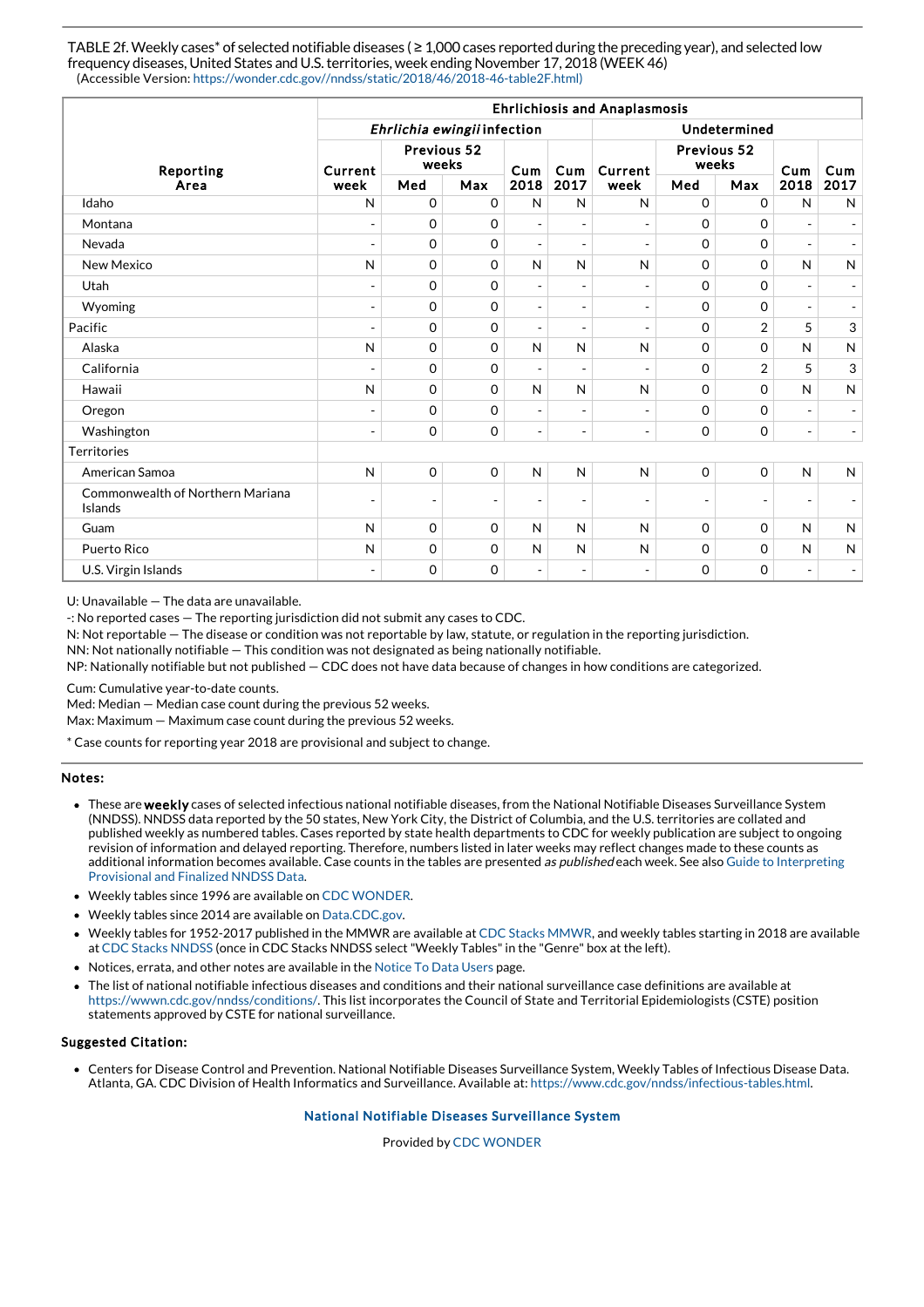TABLE 2f. Weekly cases* of selected notifiable diseases ( ≥ 1,000 cases reported during the preceding year), and selected low frequency diseases, United States and U.S. territories, week ending November 17, 2018 (WEEK 46)
(Accessible Version: https://wonder.cdc.gov//nndss/static/2018/46/2018-46-table2F.html)

| Reporting Area | Ehrlichiosis and Anaplasmosis | | | | | | | | | |
|---|---|---|---|---|---|---|---|---|---|---|
| | *Ehrlichia ewingii* infection | | | | | Undetermined | | | | |
| | Current week | Previous 52 weeks | | Cum 2018 | Cum 2017 | Current week | Previous 52 weeks | | Cum 2018 | Cum 2017 |
| | | Med | Max | | | | Med | Max | | |
| Idaho | N | 0 | 0 | N | N | N | 0 | 0 | N | N |
| Montana | - | 0 | 0 | - | - | - | 0 | 0 | - | - |
| Nevada | - | 0 | 0 | - | - | - | 0 | 0 | - | - |
| New Mexico | N | 0 | 0 | N | N | N | 0 | 0 | N | N |
| Utah | - | 0 | 0 | - | - | - | 0 | 0 | - | - |
| Wyoming | - | 0 | 0 | - | - | - | 0 | 0 | - | - |
| Pacific | - | 0 | 0 | - | - | - | 0 | 2 | 5 | 3 |
| Alaska | N | 0 | 0 | N | N | N | 0 | 0 | N | N |
| California | - | 0 | 0 | - | - | - | 0 | 2 | 5 | 3 |
| Hawaii | N | 0 | 0 | N | N | N | 0 | 0 | N | N |
| Oregon | - | 0 | 0 | - | - | - | 0 | 0 | - | - |
| Washington | - | 0 | 0 | - | - | - | 0 | 0 | - | - |
| Territories | | | | | | | | | | |
| American Samoa | N | 0 | 0 | N | N | N | 0 | 0 | N | N |
| Commonwealth of Northern Mariana Islands | - | - | - | - | - | - | - | - | - | - |
| Guam | N | 0 | 0 | N | N | N | 0 | 0 | N | N |
| Puerto Rico | N | 0 | 0 | N | N | N | 0 | 0 | N | N |
| U.S. Virgin Islands | - | 0 | 0 | - | - | - | 0 | 0 | - | - |

U: Unavailable — The data are unavailable.

-: No reported cases — The reporting jurisdiction did not submit any cases to CDC.

N: Not reportable — The disease or condition was not reportable by law, statute, or regulation in the reporting jurisdiction.

NN: Not nationally notifiable — This condition was not designated as being nationally notifiable.

NP: Nationally notifiable but not published — CDC does not have data because of changes in how conditions are categorized.

Cum: Cumulative year-to-date counts.

Med: Median — Median case count during the previous 52 weeks.

Max: Maximum — Maximum case count during the previous 52 weeks.

\* Case counts for reporting year 2018 are provisional and subject to change.

## Notes:

- These are **weekly** cases of selected infectious national notifiable diseases, from the National Notifiable Diseases Surveillance System (NNDSS). NNDSS data reported by the 50 states, New York City, the District of Columbia, and the U.S. territories are collated and published weekly as numbered tables. Cases reported by state health departments to CDC for weekly publication are subject to ongoing revision of information and delayed reporting. Therefore, numbers listed in later weeks may reflect changes made to these counts as additional information becomes available. Case counts in the tables are presented *as published* each week. See also Guide to Interpreting Provisional and Finalized NNDSS Data.
- Weekly tables since 1996 are available on CDC WONDER.
- Weekly tables since 2014 are available on Data.CDC.gov.
- Weekly tables for 1952-2017 published in the MMWR are available at CDC Stacks MMWR, and weekly tables starting in 2018 are available at CDC Stacks NNDSS (once in CDC Stacks NNDSS select "Weekly Tables" in the "Genre" box at the left).
- Notices, errata, and other notes are available in the Notice To Data Users page.
- The list of national notifiable infectious diseases and conditions and their national surveillance case definitions are available at https://wwwn.cdc.gov/nndss/conditions/. This list incorporates the Council of State and Territorial Epidemiologists (CSTE) position statements approved by CSTE for national surveillance.

## Suggested Citation:

- Centers for Disease Control and Prevention. National Notifiable Diseases Surveillance System, Weekly Tables of Infectious Disease Data. Atlanta, GA. CDC Division of Health Informatics and Surveillance. Available at: https://www.cdc.gov/nndss/infectious-tables.html.

National Notifiable Diseases Surveillance System

Provided by CDC WONDER